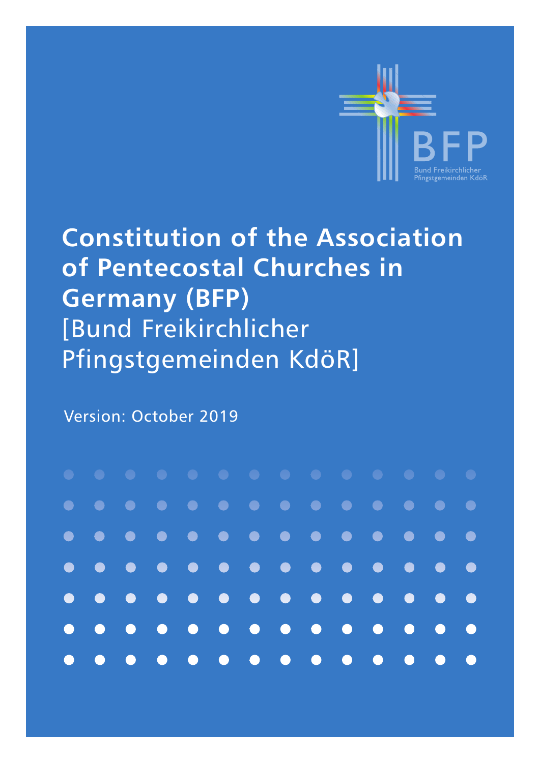BFP

Bund Freikirchlicher Pfingstgemeinden KdöR

# Constitution of the Association of Pentecostal Churches in Germany (BFP) [Bund Freikirchlicher Pfingstgemeinden KdöR]

Version: October 2019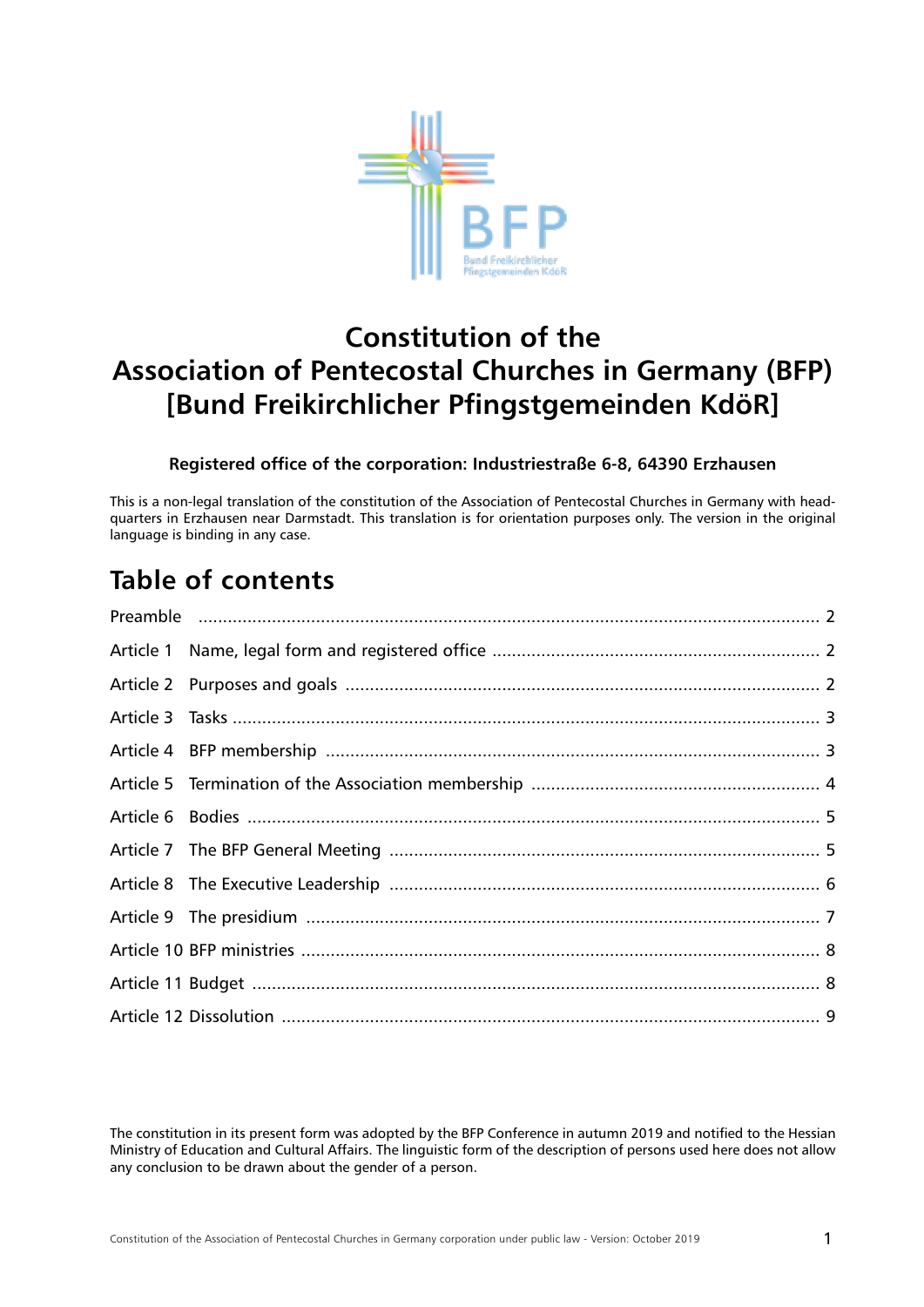# Constitution of the Association of Pentecostal Churches in Germany (BFP) [Bund Freikirchlicher Pfingstgemeinden KdöR]

**Registered office of the corporation: Industriestraße 6-8, 64390 Erzhausen**

This is a non-legal translation of the constitution of the Association of Pentecostal Churches in Germany with headquarters in Erzhausen near Darmstadt. This translation is for orientation purposes only. The version in the original language is binding in any case.

## Table of contents

| | | |
|---|---|---|
| Preamble | | 2 |
| Article 1 | Name, legal form and registered office | 2 |
| Article 2 | Purposes and goals | 2 |
| Article 3 | Tasks | 3 |
| Article 4 | BFP membership | 3 |
| Article 5 | Termination of the Association membership | 4 |
| Article 6 | Bodies | 5 |
| Article 7 | The BFP General Meeting | 5 |
| Article 8 | The Executive Leadership | 6 |
| Article 9 | The presidium | 7 |
| Article 10 | BFP ministries | 8 |
| Article 11 | Budget | 8 |
| Article 12 | Dissolution | 9 |

The constitution in its present form was adopted by the BFP Conference in autumn 2019 and notified to the Hessian Ministry of Education and Cultural Affairs. The linguistic form of the description of persons used here does not allow any conclusion to be drawn about the gender of a person.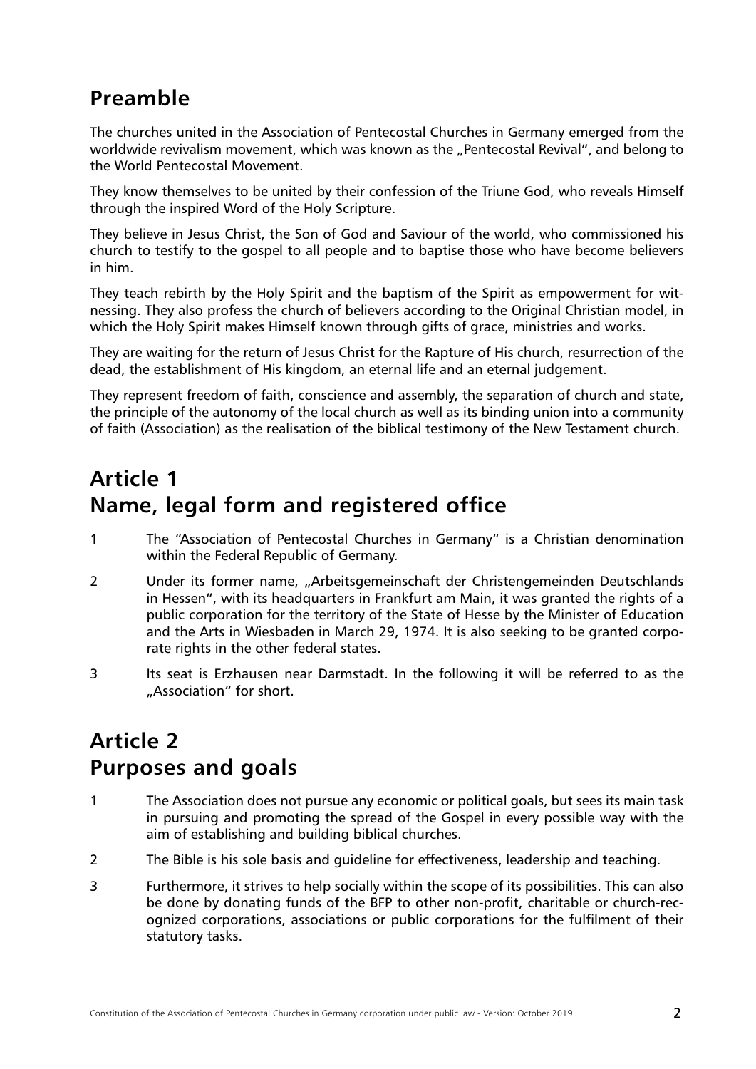## Preamble

The churches united in the Association of Pentecostal Churches in Germany emerged from the worldwide revivalism movement, which was known as the „Pentecostal Revival", and belong to the World Pentecostal Movement.

They know themselves to be united by their confession of the Triune God, who reveals Himself through the inspired Word of the Holy Scripture.

They believe in Jesus Christ, the Son of God and Saviour of the world, who commissioned his church to testify to the gospel to all people and to baptise those who have become believers in him.

They teach rebirth by the Holy Spirit and the baptism of the Spirit as empowerment for witnessing. They also profess the church of believers according to the Original Christian model, in which the Holy Spirit makes Himself known through gifts of grace, ministries and works.

They are waiting for the return of Jesus Christ for the Rapture of His church, resurrection of the dead, the establishment of His kingdom, an eternal life and an eternal judgement.

They represent freedom of faith, conscience and assembly, the separation of church and state, the principle of the autonomy of the local church as well as its binding union into a community of faith (Association) as the realisation of the biblical testimony of the New Testament church.

## Article 1
## Name, legal form and registered office

1 The "Association of Pentecostal Churches in Germany" is a Christian denomination within the Federal Republic of Germany.

2 Under its former name, „Arbeitsgemeinschaft der Christengemeinden Deutschlands in Hessen", with its headquarters in Frankfurt am Main, it was granted the rights of a public corporation for the territory of the State of Hesse by the Minister of Education and the Arts in Wiesbaden in March 29, 1974. It is also seeking to be granted corporate rights in the other federal states.

3 Its seat is Erzhausen near Darmstadt. In the following it will be referred to as the „Association" for short.

## Article 2
## Purposes and goals

1 The Association does not pursue any economic or political goals, but sees its main task in pursuing and promoting the spread of the Gospel in every possible way with the aim of establishing and building biblical churches.

2 The Bible is his sole basis and guideline for effectiveness, leadership and teaching.

3 Furthermore, it strives to help socially within the scope of its possibilities. This can also be done by donating funds of the BFP to other non-profit, charitable or church-recognized corporations, associations or public corporations for the fulfilment of their statutory tasks.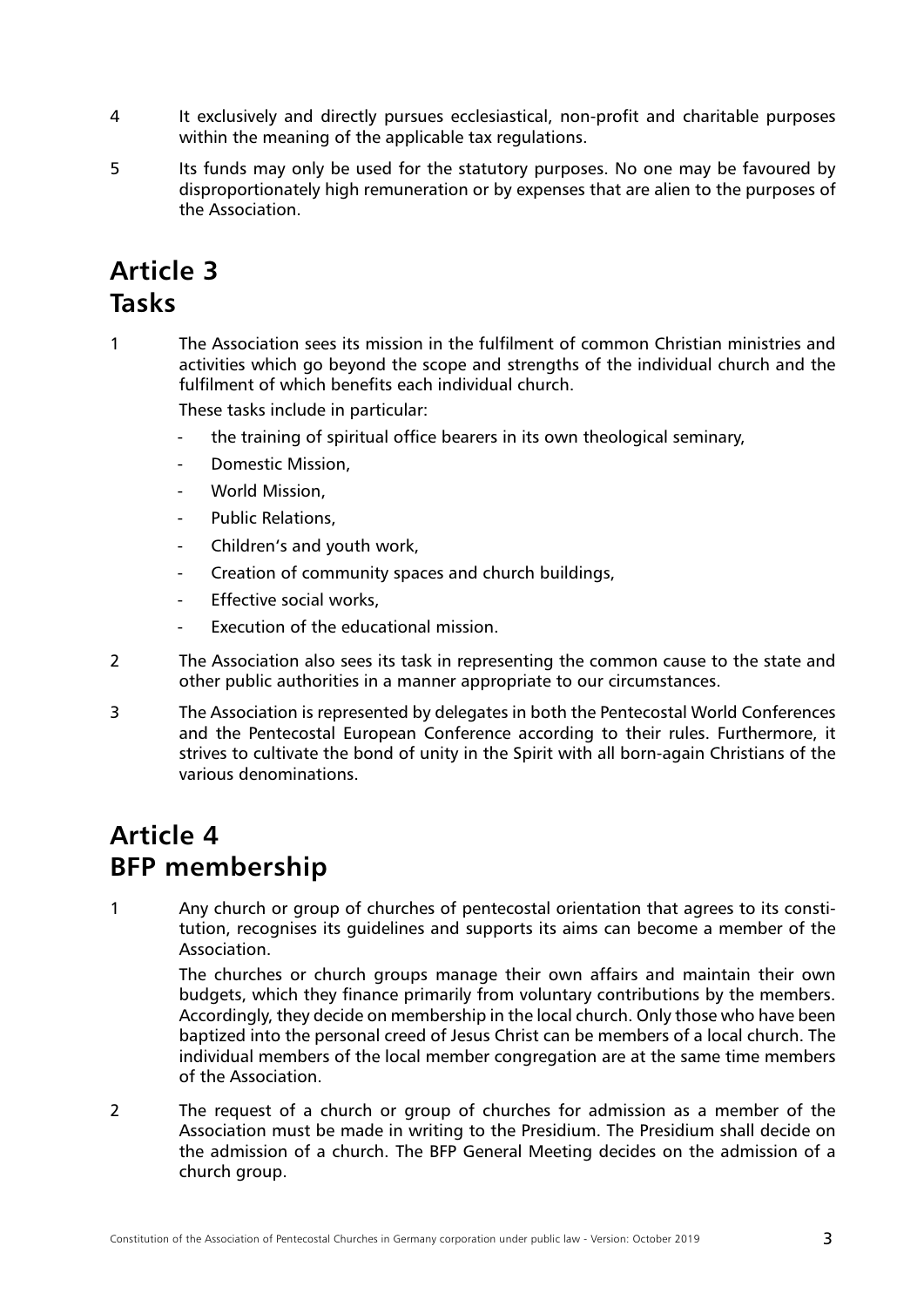4 It exclusively and directly pursues ecclesiastical, non-profit and charitable purposes within the meaning of the applicable tax regulations.

5 Its funds may only be used for the statutory purposes. No one may be favoured by disproportionately high remuneration or by expenses that are alien to the purposes of the Association.

## Article 3
## Tasks

1 The Association sees its mission in the fulfilment of common Christian ministries and activities which go beyond the scope and strengths of the individual church and the fulfilment of which benefits each individual church.

These tasks include in particular:

- the training of spiritual office bearers in its own theological seminary,
- Domestic Mission,
- World Mission,
- Public Relations,
- Children's and youth work,
- Creation of community spaces and church buildings,
- Effective social works,
- Execution of the educational mission.

2 The Association also sees its task in representing the common cause to the state and other public authorities in a manner appropriate to our circumstances.

3 The Association is represented by delegates in both the Pentecostal World Conferences and the Pentecostal European Conference according to their rules. Furthermore, it strives to cultivate the bond of unity in the Spirit with all born-again Christians of the various denominations.

## Article 4
## BFP membership

1 Any church or group of churches of pentecostal orientation that agrees to its constitution, recognises its guidelines and supports its aims can become a member of the Association.

The churches or church groups manage their own affairs and maintain their own budgets, which they finance primarily from voluntary contributions by the members. Accordingly, they decide on membership in the local church. Only those who have been baptized into the personal creed of Jesus Christ can be members of a local church. The individual members of the local member congregation are at the same time members of the Association.

2 The request of a church or group of churches for admission as a member of the Association must be made in writing to the Presidium. The Presidium shall decide on the admission of a church. The BFP General Meeting decides on the admission of a church group.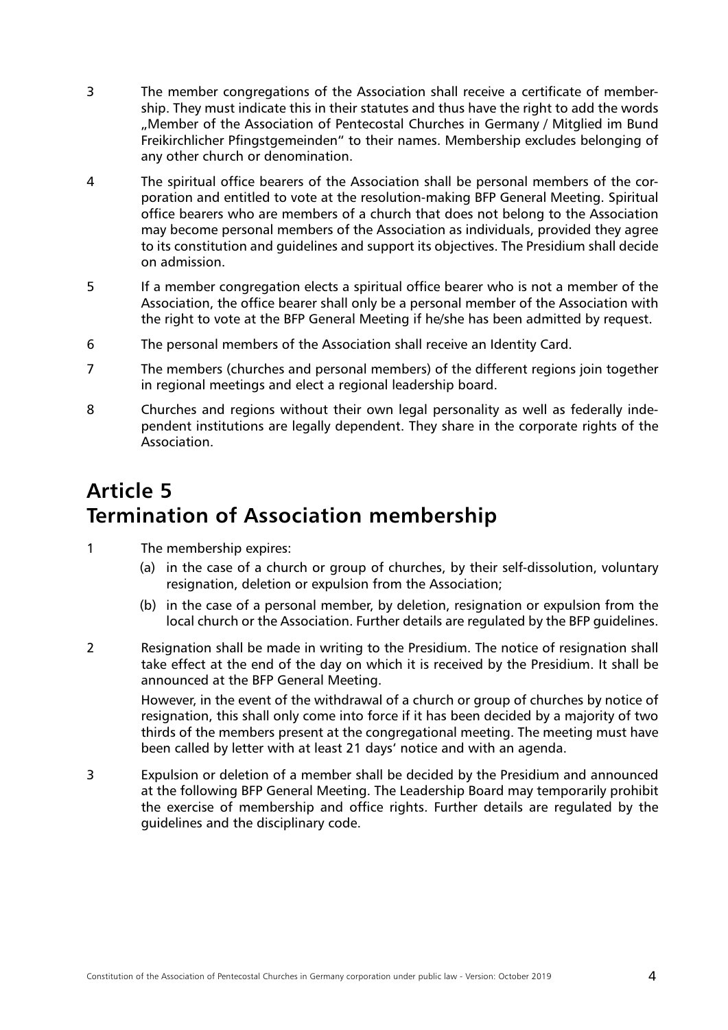3 The member congregations of the Association shall receive a certificate of membership. They must indicate this in their statutes and thus have the right to add the words „Member of the Association of Pentecostal Churches in Germany / Mitglied im Bund Freikirchlicher Pfingstgemeinden" to their names. Membership excludes belonging of any other church or denomination.

4 The spiritual office bearers of the Association shall be personal members of the corporation and entitled to vote at the resolution-making BFP General Meeting. Spiritual office bearers who are members of a church that does not belong to the Association may become personal members of the Association as individuals, provided they agree to its constitution and guidelines and support its objectives. The Presidium shall decide on admission.

5 If a member congregation elects a spiritual office bearer who is not a member of the Association, the office bearer shall only be a personal member of the Association with the right to vote at the BFP General Meeting if he/she has been admitted by request.

6 The personal members of the Association shall receive an Identity Card.

7 The members (churches and personal members) of the different regions join together in regional meetings and elect a regional leadership board.

8 Churches and regions without their own legal personality as well as federally independent institutions are legally dependent. They share in the corporate rights of the Association.

# Article 5
# Termination of Association membership

1 The membership expires:

(a) in the case of a church or group of churches, by their self-dissolution, voluntary resignation, deletion or expulsion from the Association;

(b) in the case of a personal member, by deletion, resignation or expulsion from the local church or the Association. Further details are regulated by the BFP guidelines.

2 Resignation shall be made in writing to the Presidium. The notice of resignation shall take effect at the end of the day on which it is received by the Presidium. It shall be announced at the BFP General Meeting.

However, in the event of the withdrawal of a church or group of churches by notice of resignation, this shall only come into force if it has been decided by a majority of two thirds of the members present at the congregational meeting. The meeting must have been called by letter with at least 21 days' notice and with an agenda.

3 Expulsion or deletion of a member shall be decided by the Presidium and announced at the following BFP General Meeting. The Leadership Board may temporarily prohibit the exercise of membership and office rights. Further details are regulated by the guidelines and the disciplinary code.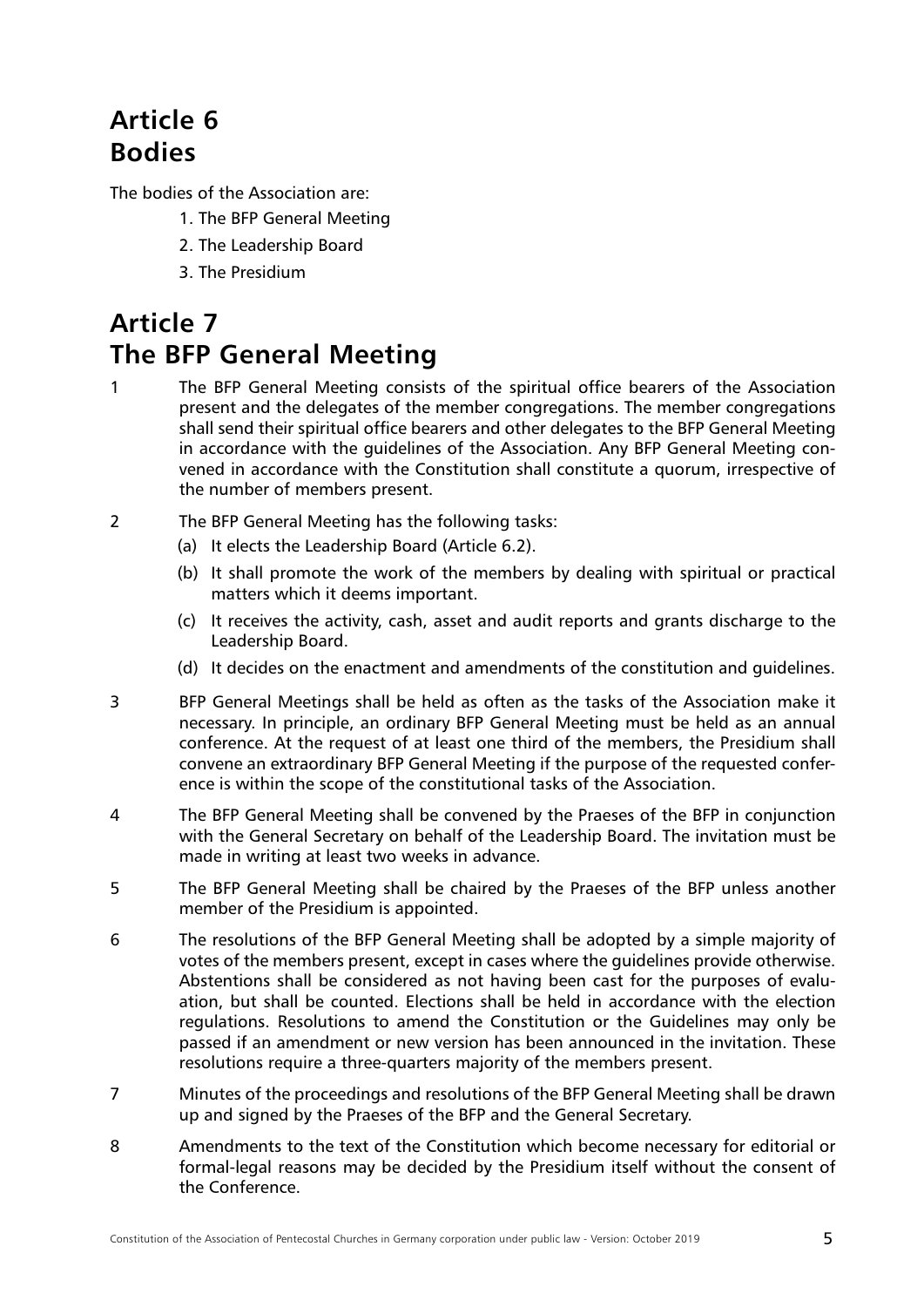## Article 6
## Bodies

The bodies of the Association are:

1. The BFP General Meeting
2. The Leadership Board
3. The Presidium

## Article 7
## The BFP General Meeting

1. The BFP General Meeting consists of the spiritual office bearers of the Association present and the delegates of the member congregations. The member congregations shall send their spiritual office bearers and other delegates to the BFP General Meeting in accordance with the guidelines of the Association. Any BFP General Meeting convened in accordance with the Constitution shall constitute a quorum, irrespective of the number of members present.

2. The BFP General Meeting has the following tasks:
   - (a) It elects the Leadership Board (Article 6.2).
   - (b) It shall promote the work of the members by dealing with spiritual or practical matters which it deems important.
   - (c) It receives the activity, cash, asset and audit reports and grants discharge to the Leadership Board.
   - (d) It decides on the enactment and amendments of the constitution and guidelines.

3. BFP General Meetings shall be held as often as the tasks of the Association make it necessary. In principle, an ordinary BFP General Meeting must be held as an annual conference. At the request of at least one third of the members, the Presidium shall convene an extraordinary BFP General Meeting if the purpose of the requested conference is within the scope of the constitutional tasks of the Association.

4. The BFP General Meeting shall be convened by the Praeses of the BFP in conjunction with the General Secretary on behalf of the Leadership Board. The invitation must be made in writing at least two weeks in advance.

5. The BFP General Meeting shall be chaired by the Praeses of the BFP unless another member of the Presidium is appointed.

6. The resolutions of the BFP General Meeting shall be adopted by a simple majority of votes of the members present, except in cases where the guidelines provide otherwise. Abstentions shall be considered as not having been cast for the purposes of evaluation, but shall be counted. Elections shall be held in accordance with the election regulations. Resolutions to amend the Constitution or the Guidelines may only be passed if an amendment or new version has been announced in the invitation. These resolutions require a three-quarters majority of the members present.

7. Minutes of the proceedings and resolutions of the BFP General Meeting shall be drawn up and signed by the Praeses of the BFP and the General Secretary.

8. Amendments to the text of the Constitution which become necessary for editorial or formal-legal reasons may be decided by the Presidium itself without the consent of the Conference.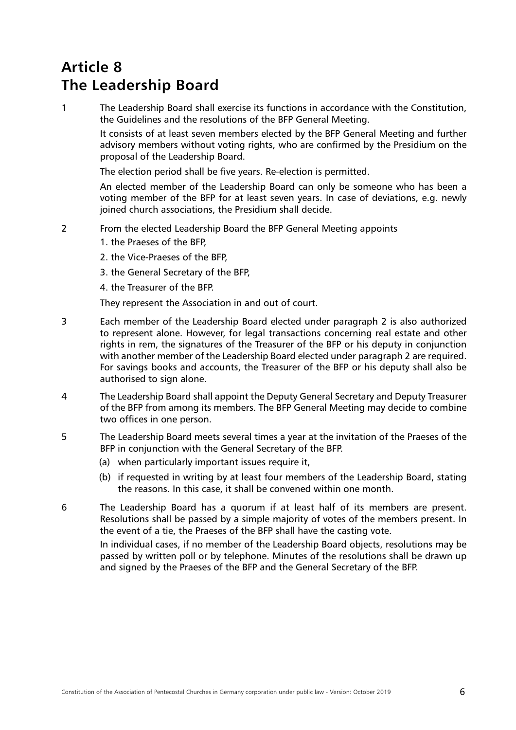# Article 8
# The Leadership Board

1 The Leadership Board shall exercise its functions in accordance with the Constitution, the Guidelines and the resolutions of the BFP General Meeting.

It consists of at least seven members elected by the BFP General Meeting and further advisory members without voting rights, who are confirmed by the Presidium on the proposal of the Leadership Board.

The election period shall be five years. Re-election is permitted.

An elected member of the Leadership Board can only be someone who has been a voting member of the BFP for at least seven years. In case of deviations, e.g. newly joined church associations, the Presidium shall decide.

2 From the elected Leadership Board the BFP General Meeting appoints

1. the Praeses of the BFP,
2. the Vice-Praeses of the BFP,
3. the General Secretary of the BFP,
4. the Treasurer of the BFP.

They represent the Association in and out of court.

3 Each member of the Leadership Board elected under paragraph 2 is also authorized to represent alone. However, for legal transactions concerning real estate and other rights in rem, the signatures of the Treasurer of the BFP or his deputy in conjunction with another member of the Leadership Board elected under paragraph 2 are required. For savings books and accounts, the Treasurer of the BFP or his deputy shall also be authorised to sign alone.

4 The Leadership Board shall appoint the Deputy General Secretary and Deputy Treasurer of the BFP from among its members. The BFP General Meeting may decide to combine two offices in one person.

5 The Leadership Board meets several times a year at the invitation of the Praeses of the BFP in conjunction with the General Secretary of the BFP.

(a) when particularly important issues require it,

(b) if requested in writing by at least four members of the Leadership Board, stating the reasons. In this case, it shall be convened within one month.

6 The Leadership Board has a quorum if at least half of its members are present. Resolutions shall be passed by a simple majority of votes of the members present. In the event of a tie, the Praeses of the BFP shall have the casting vote.

In individual cases, if no member of the Leadership Board objects, resolutions may be passed by written poll or by telephone. Minutes of the resolutions shall be drawn up and signed by the Praeses of the BFP and the General Secretary of the BFP.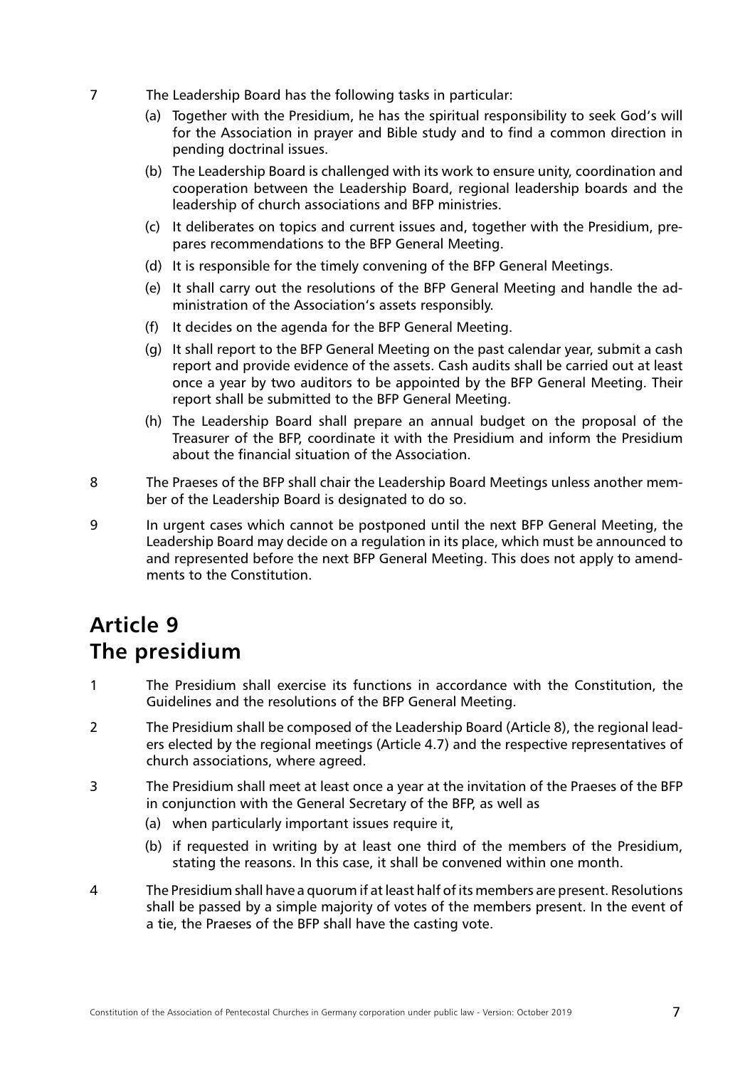7 The Leadership Board has the following tasks in particular:

(a) Together with the Presidium, he has the spiritual responsibility to seek God's will for the Association in prayer and Bible study and to find a common direction in pending doctrinal issues.

(b) The Leadership Board is challenged with its work to ensure unity, coordination and cooperation between the Leadership Board, regional leadership boards and the leadership of church associations and BFP ministries.

(c) It deliberates on topics and current issues and, together with the Presidium, prepares recommendations to the BFP General Meeting.

(d) It is responsible for the timely convening of the BFP General Meetings.

(e) It shall carry out the resolutions of the BFP General Meeting and handle the administration of the Association's assets responsibly.

(f) It decides on the agenda for the BFP General Meeting.

(g) It shall report to the BFP General Meeting on the past calendar year, submit a cash report and provide evidence of the assets. Cash audits shall be carried out at least once a year by two auditors to be appointed by the BFP General Meeting. Their report shall be submitted to the BFP General Meeting.

(h) The Leadership Board shall prepare an annual budget on the proposal of the Treasurer of the BFP, coordinate it with the Presidium and inform the Presidium about the financial situation of the Association.

8 The Praeses of the BFP shall chair the Leadership Board Meetings unless another member of the Leadership Board is designated to do so.

9 In urgent cases which cannot be postponed until the next BFP General Meeting, the Leadership Board may decide on a regulation in its place, which must be announced to and represented before the next BFP General Meeting. This does not apply to amendments to the Constitution.

# Article 9
# The presidium

1 The Presidium shall exercise its functions in accordance with the Constitution, the Guidelines and the resolutions of the BFP General Meeting.

2 The Presidium shall be composed of the Leadership Board (Article 8), the regional leaders elected by the regional meetings (Article 4.7) and the respective representatives of church associations, where agreed.

3 The Presidium shall meet at least once a year at the invitation of the Praeses of the BFP in conjunction with the General Secretary of the BFP, as well as

(a) when particularly important issues require it,

(b) if requested in writing by at least one third of the members of the Presidium, stating the reasons. In this case, it shall be convened within one month.

4 The Presidium shall have a quorum if at least half of its members are present. Resolutions shall be passed by a simple majority of votes of the members present. In the event of a tie, the Praeses of the BFP shall have the casting vote.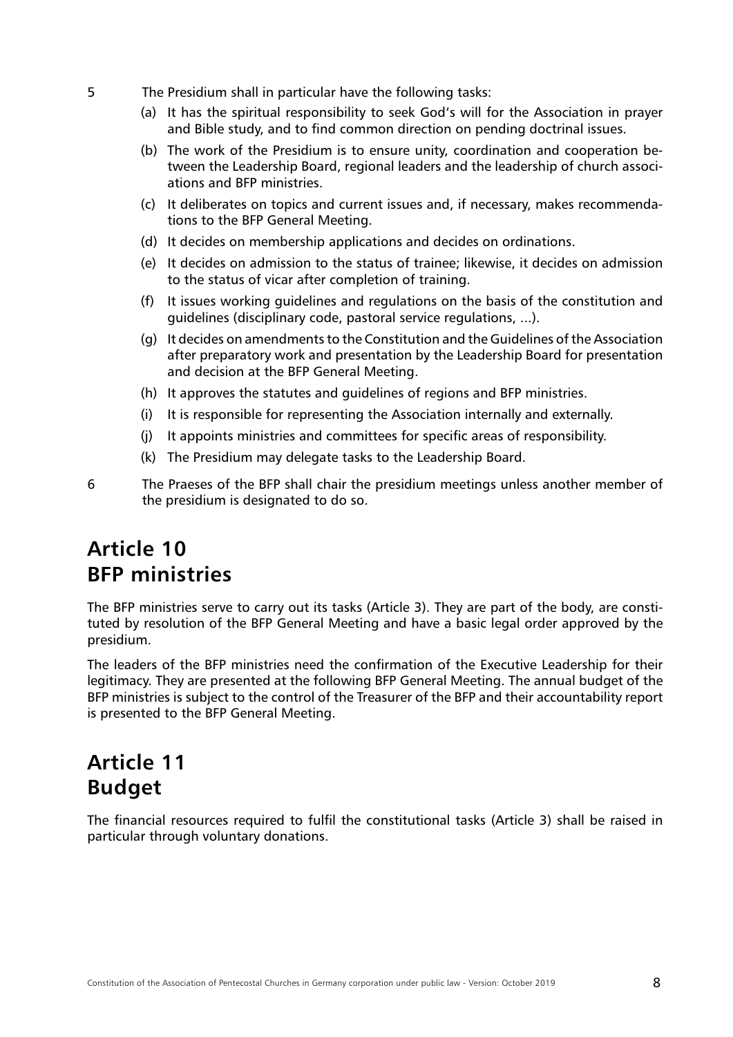5 The Presidium shall in particular have the following tasks:

(a) It has the spiritual responsibility to seek God's will for the Association in prayer and Bible study, and to find common direction on pending doctrinal issues.

(b) The work of the Presidium is to ensure unity, coordination and cooperation between the Leadership Board, regional leaders and the leadership of church associations and BFP ministries.

(c) It deliberates on topics and current issues and, if necessary, makes recommendations to the BFP General Meeting.

(d) It decides on membership applications and decides on ordinations.

(e) It decides on admission to the status of trainee; likewise, it decides on admission to the status of vicar after completion of training.

(f) It issues working guidelines and regulations on the basis of the constitution and guidelines (disciplinary code, pastoral service regulations, ...).

(g) It decides on amendments to the Constitution and the Guidelines of the Association after preparatory work and presentation by the Leadership Board for presentation and decision at the BFP General Meeting.

(h) It approves the statutes and guidelines of regions and BFP ministries.

(i) It is responsible for representing the Association internally and externally.

(j) It appoints ministries and committees for specific areas of responsibility.

(k) The Presidium may delegate tasks to the Leadership Board.

6 The Praeses of the BFP shall chair the presidium meetings unless another member of the presidium is designated to do so.

## Article 10 BFP ministries

The BFP ministries serve to carry out its tasks (Article 3). They are part of the body, are constituted by resolution of the BFP General Meeting and have a basic legal order approved by the presidium.

The leaders of the BFP ministries need the confirmation of the Executive Leadership for their legitimacy. They are presented at the following BFP General Meeting. The annual budget of the BFP ministries is subject to the control of the Treasurer of the BFP and their accountability report is presented to the BFP General Meeting.

## Article 11 Budget

The financial resources required to fulfil the constitutional tasks (Article 3) shall be raised in particular through voluntary donations.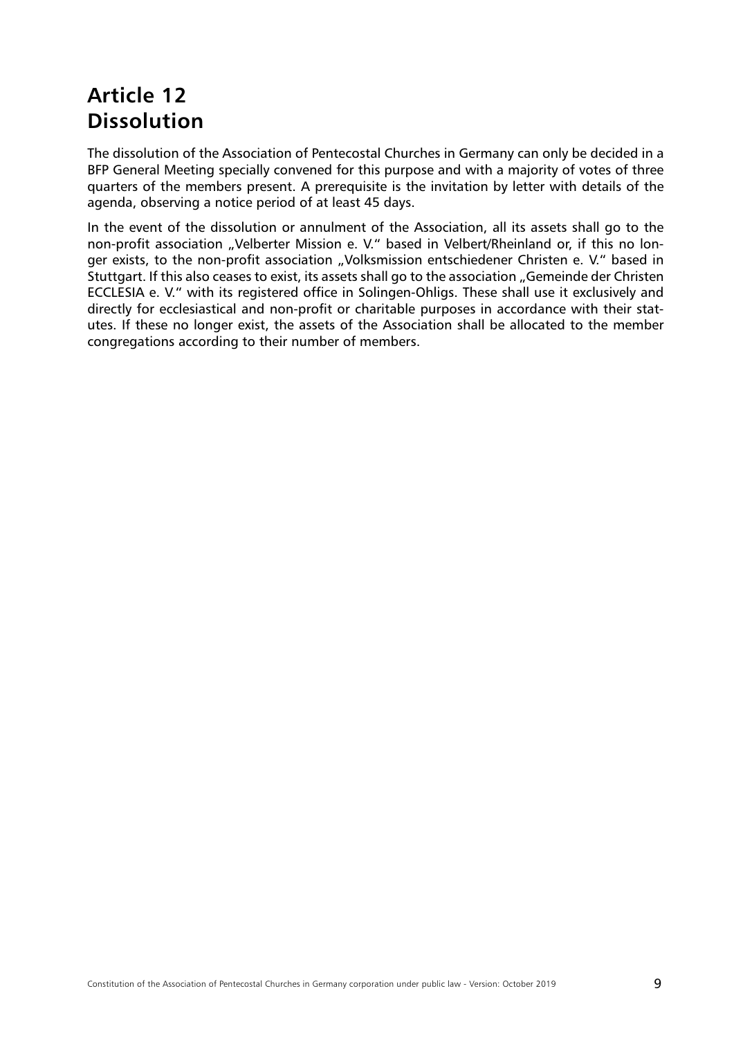# Article 12
# Dissolution

The dissolution of the Association of Pentecostal Churches in Germany can only be decided in a BFP General Meeting specially convened for this purpose and with a majority of votes of three quarters of the members present. A prerequisite is the invitation by letter with details of the agenda, observing a notice period of at least 45 days.

In the event of the dissolution or annulment of the Association, all its assets shall go to the non-profit association „Velberter Mission e. V." based in Velbert/Rheinland or, if this no longer exists, to the non-profit association „Volksmission entschiedener Christen e. V." based in Stuttgart. If this also ceases to exist, its assets shall go to the association „Gemeinde der Christen ECCLESIA e. V." with its registered office in Solingen-Ohligs. These shall use it exclusively and directly for ecclesiastical and non-profit or charitable purposes in accordance with their statutes. If these no longer exist, the assets of the Association shall be allocated to the member congregations according to their number of members.